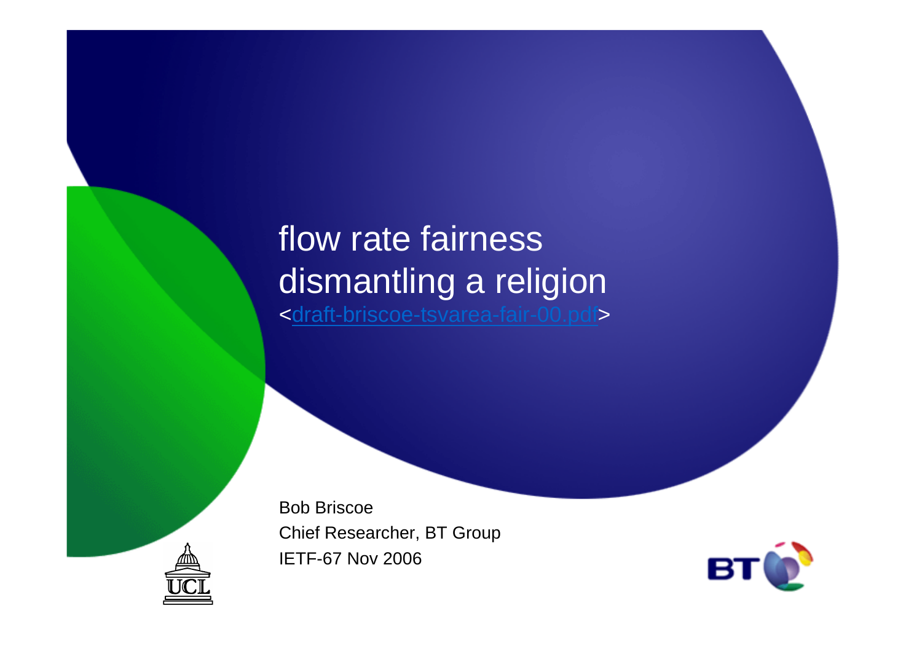# flow rate fairness
# dismantling a religion

<draft-briscoe-tsvarea-fair-00.pdf>

Bob Briscoe
Chief Researcher, BT Group
IETF-67 Nov 2006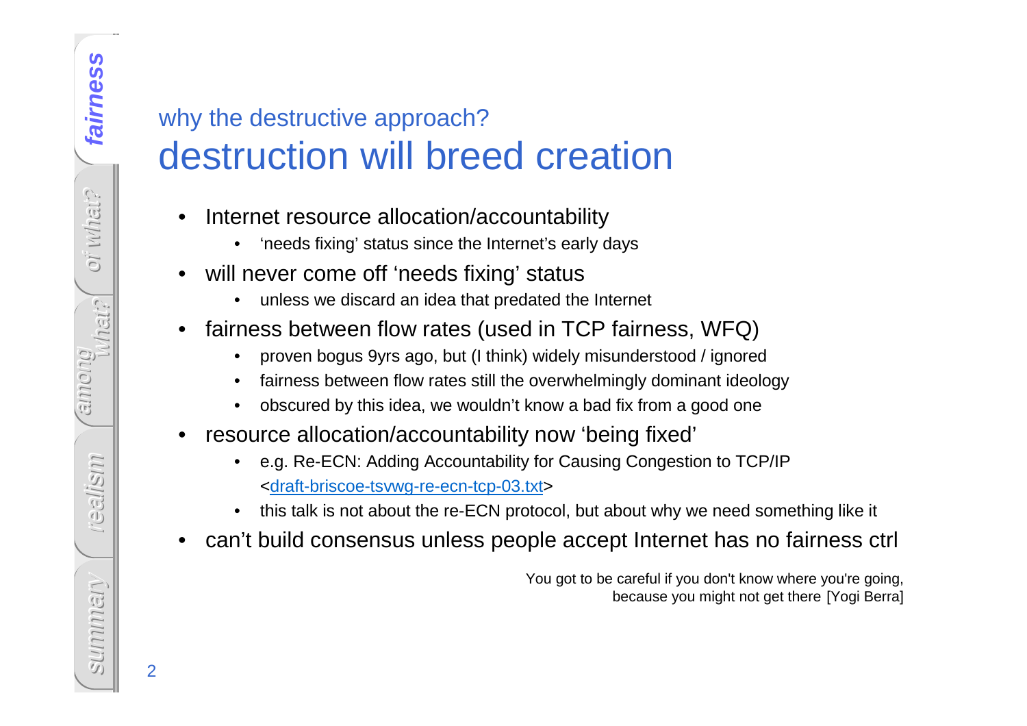## why the destructive approach?

# destruction will breed creation

- Internet resource allocation/accountability
  - 'needs fixing' status since the Internet's early days
- will never come off 'needs fixing' status
  - unless we discard an idea that predated the Internet
- fairness between flow rates (used in TCP fairness, WFQ)
  - proven bogus 9yrs ago, but (I think) widely misunderstood / ignored
  - fairness between flow rates still the overwhelmingly dominant ideology
  - obscured by this idea, we wouldn't know a bad fix from a good one
- resource allocation/accountability now 'being fixed'
  - e.g. Re-ECN: Adding Accountability for Causing Congestion to TCP/IP <draft-briscoe-tsvwg-re-ecn-tcp-03.txt>
  - this talk is not about the re-ECN protocol, but about why we need something like it
- can't build consensus unless people accept Internet has no fairness ctrl

You got to be careful if you don't know where you're going,
because you might not get there [Yogi Berra]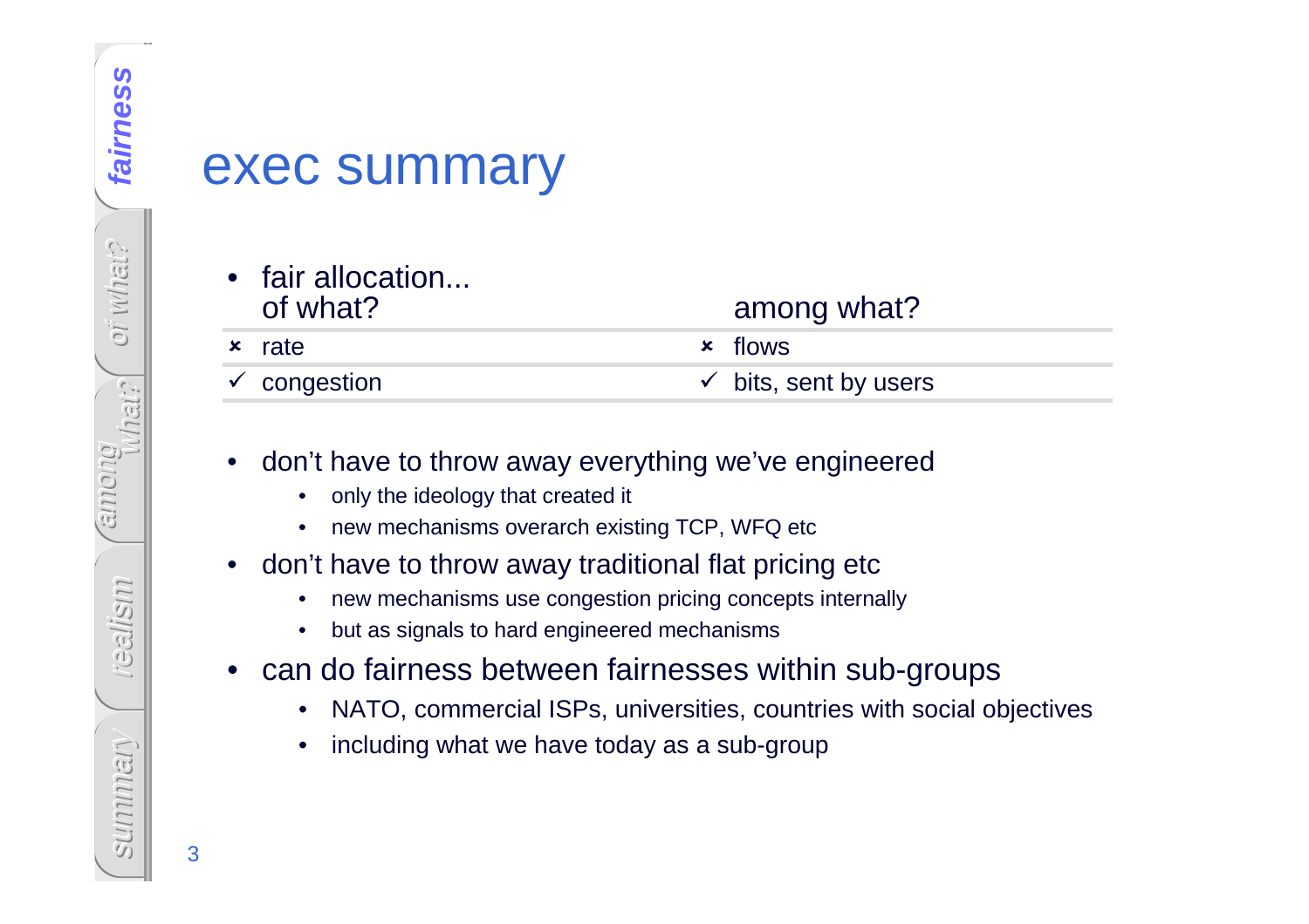# exec summary

- fair allocation...

| of what? | among what? |
|---|---|
| ✗ rate | ✗ flows |
| ✓ congestion | ✓ bits, sent by users |

- don't have to throw away everything we've engineered
  - only the ideology that created it
  - new mechanisms overarch existing TCP, WFQ etc
- don't have to throw away traditional flat pricing etc
  - new mechanisms use congestion pricing concepts internally
  - but as signals to hard engineered mechanisms
- can do fairness between fairnesses within sub-groups
  - NATO, commercial ISPs, universities, countries with social objectives
  - including what we have today as a sub-group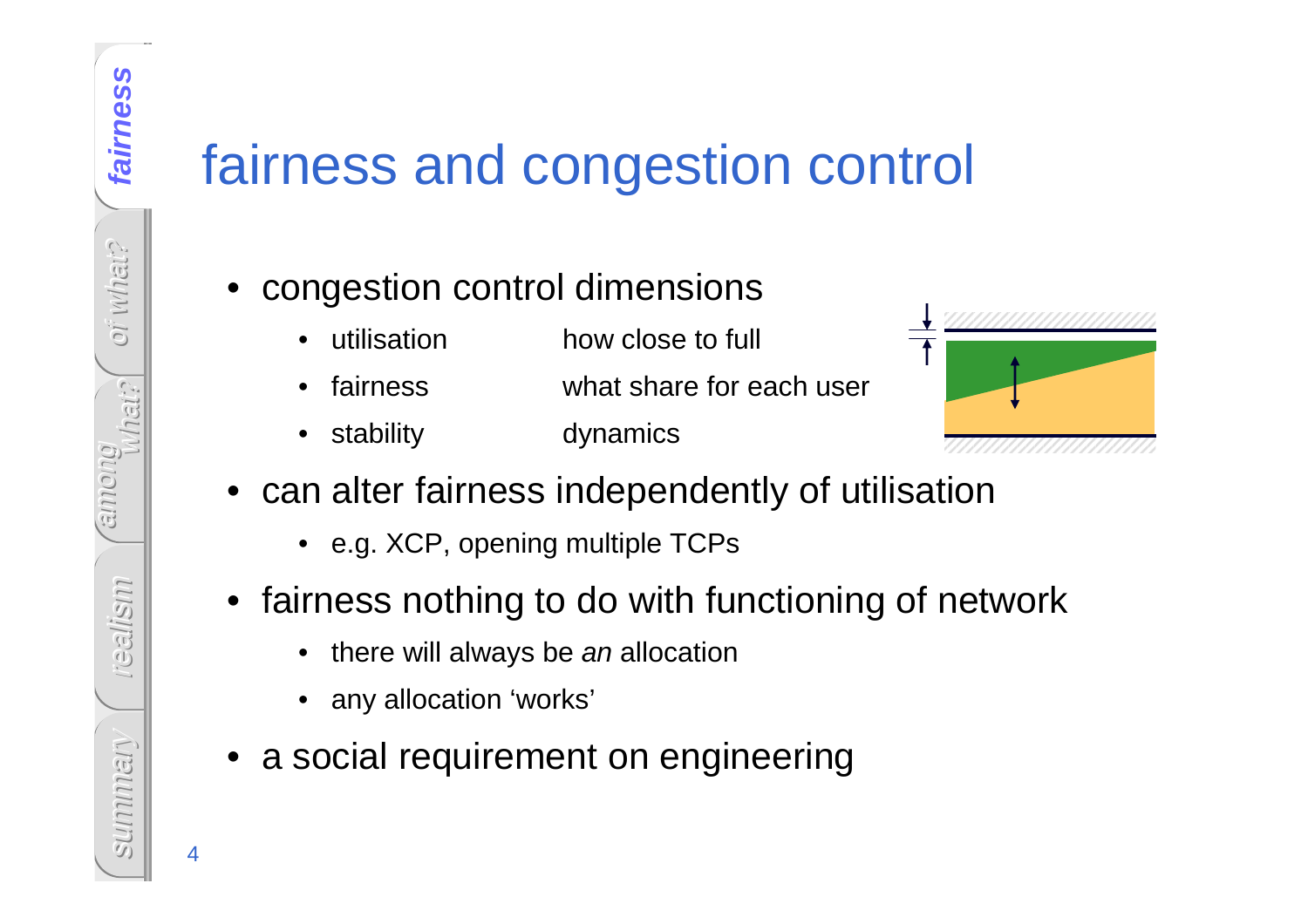# fairness and congestion control

- congestion control dimensions
  - utilisation — how close to full
  - fairness — what share for each user
  - stability — dynamics
- can alter fairness independently of utilisation
  - e.g. XCP, opening multiple TCPs
- fairness nothing to do with functioning of network
  - there will always be *an* allocation
  - any allocation 'works'
- a social requirement on engineering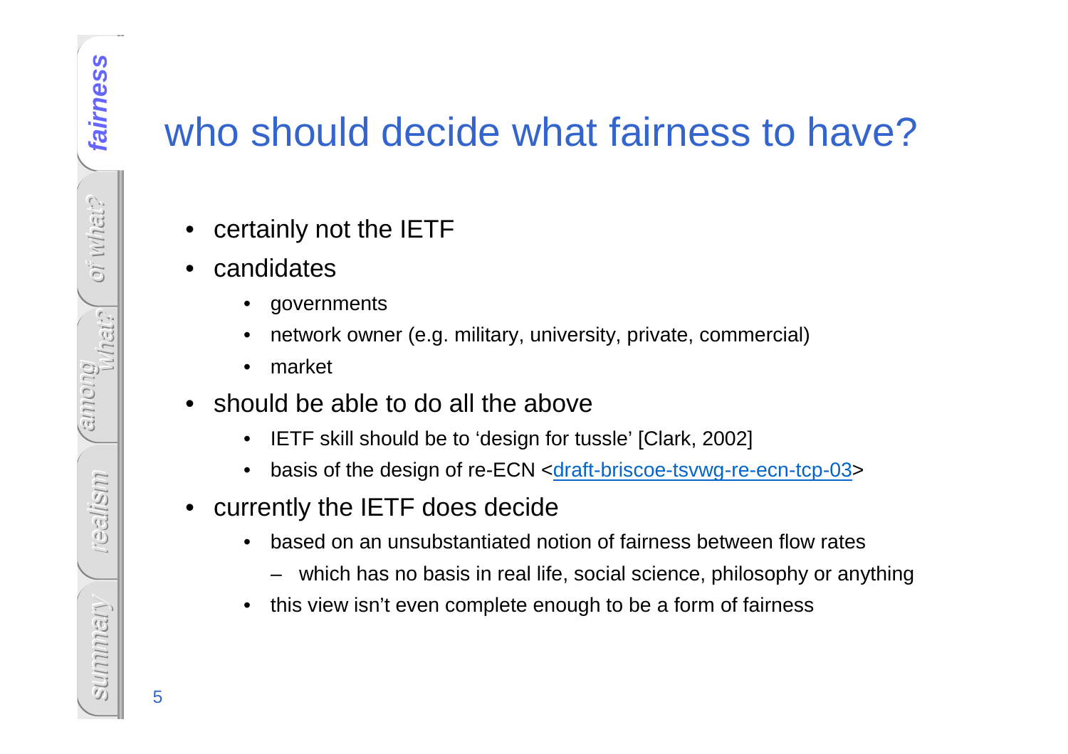# who should decide what fairness to have?

- certainly not the IETF
- candidates
  - governments
  - network owner (e.g. military, university, private, commercial)
  - market
- should be able to do all the above
  - IETF skill should be to 'design for tussle' [Clark, 2002]
  - basis of the design of re-ECN <draft-briscoe-tsvwg-re-ecn-tcp-03>
- currently the IETF does decide
  - based on an unsubstantiated notion of fairness between flow rates
    - which has no basis in real life, social science, philosophy or anything
  - this view isn't even complete enough to be a form of fairness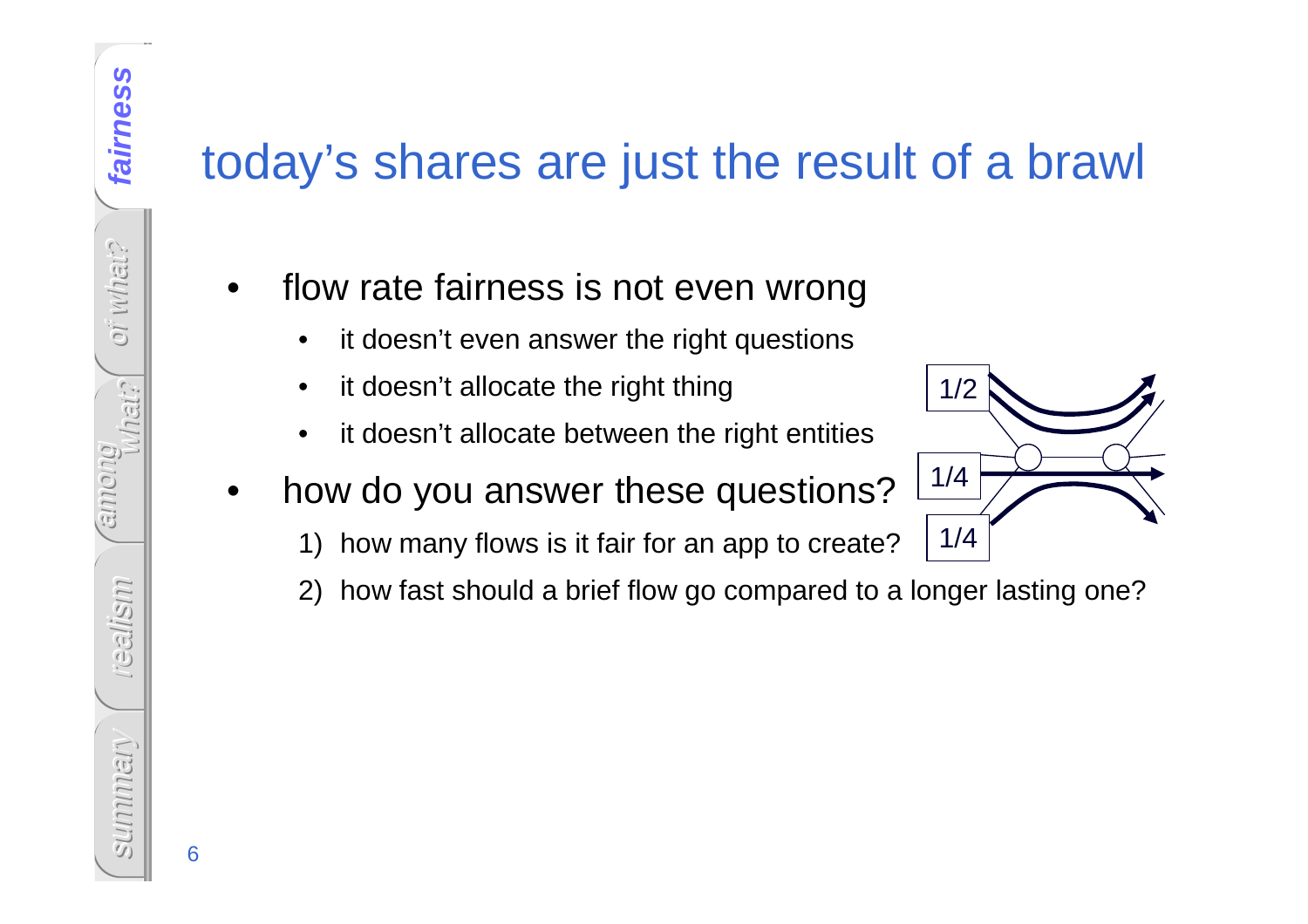# today's shares are just the result of a brawl

- flow rate fairness is not even wrong
  - it doesn't even answer the right questions
  - it doesn't allocate the right thing
  - it doesn't allocate between the right entities
- how do you answer these questions?
  1) how many flows is it fair for an app to create?
  2) how fast should a brief flow go compared to a longer lasting one?

1/2

1/4

1/4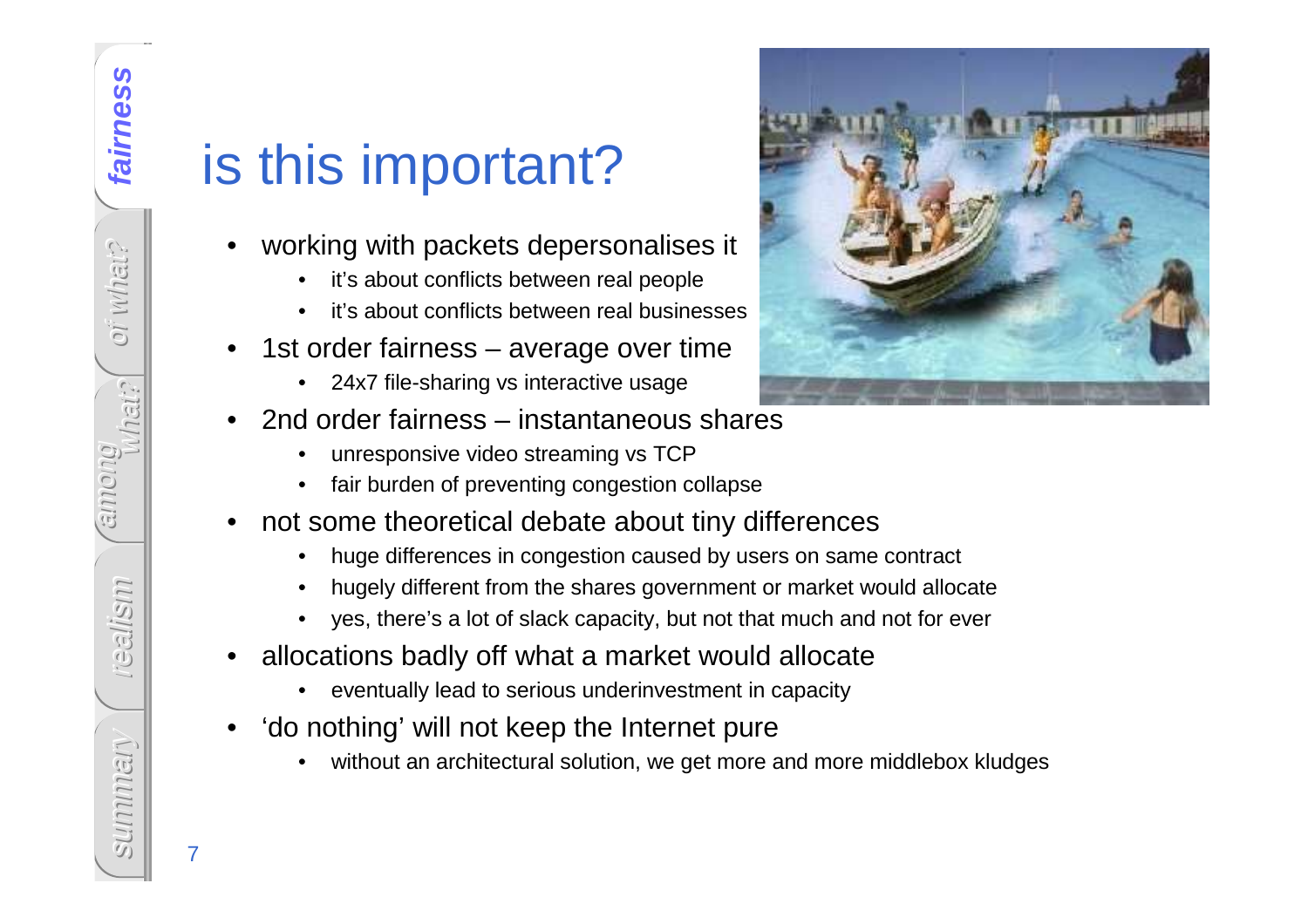# is this important?

- working with packets depersonalises it
  - it's about conflicts between real people
  - it's about conflicts between real businesses
- 1st order fairness – average over time
  - 24x7 file-sharing vs interactive usage
- 2nd order fairness – instantaneous shares
  - unresponsive video streaming vs TCP
  - fair burden of preventing congestion collapse
- not some theoretical debate about tiny differences
  - huge differences in congestion caused by users on same contract
  - hugely different from the shares government or market would allocate
  - yes, there's a lot of slack capacity, but not that much and not for ever
- allocations badly off what a market would allocate
  - eventually lead to serious underinvestment in capacity
- 'do nothing' will not keep the Internet pure
  - without an architectural solution, we get more and more middlebox kludges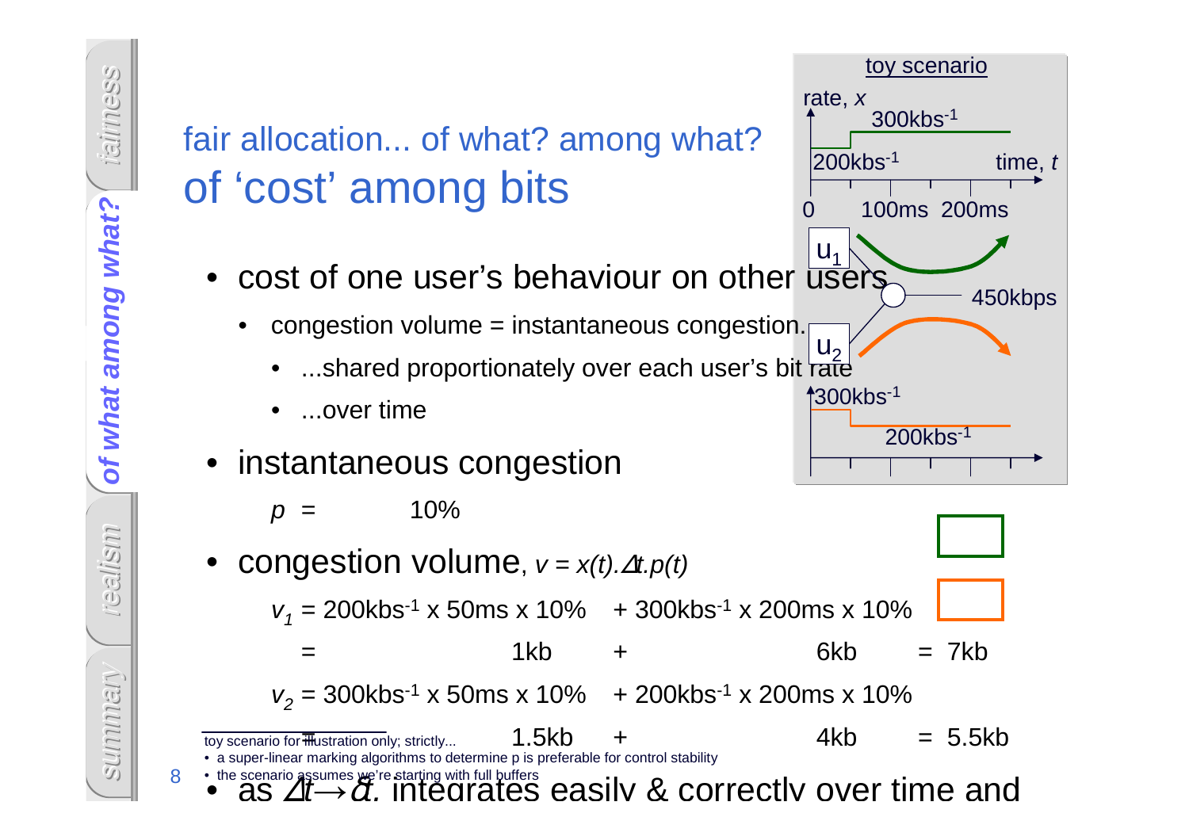# fair allocation... of what? among what?

# of 'cost' among bits

toy scenario

rate, $x$ — 300kbs$^{-1}$, 200kbs$^{-1}$ — time, $t$ — 0, 100ms, 200ms

$u_1$, $u_2$ — 450kbps

300kbs$^{-1}$, 200kbs$^{-1}$

- cost of one user's behaviour on other users
  - congestion volume = instantaneous congestion...
    - ...shared proportionately over each user's bit rate
    - ...over time
- instantaneous congestion

  $p$ = 10%

- congestion volume, $v = x(t).\Delta t.p(t)$

  $v_1$ = 200kbs$^{-1}$ x 50ms x 10% + 300kbs$^{-1}$ x 200ms x 10%

  = 1kb + 6kb = 7kb

  $v_2$ = 300kbs$^{-1}$ x 50ms x 10% + 200kbs$^{-1}$ x 200ms x 10%

  = 1.5kb + 4kb = 5.5kb

- as $\Delta t \rightarrow \delta t$, integrates easily & correctly over time and

---

toy scenario for illustration only; strictly...

- a super-linear marking algorithms to determine p is preferable for control stability
- the scenario assumes we're starting with full buffers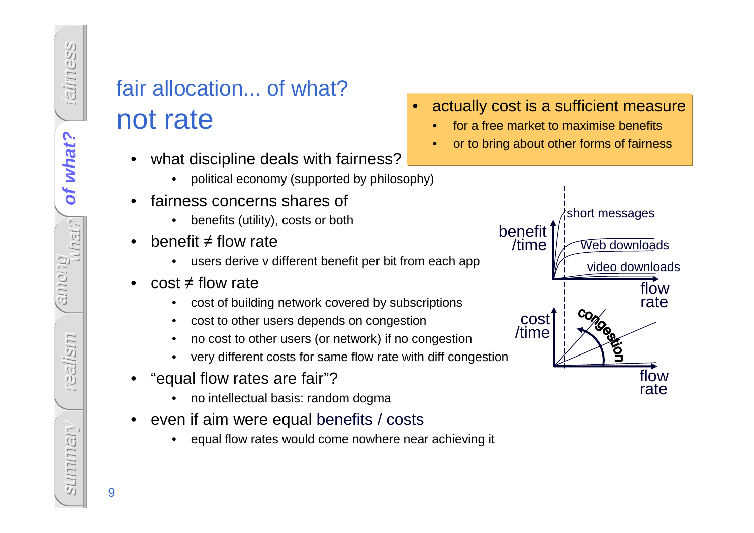# fair allocation... of what?

## not rate

- what discipline deals with fairness?
  - political economy (supported by philosophy)
- fairness concerns shares of
  - benefits (utility), costs or both
- benefit ≠ flow rate
  - users derive v different benefit per bit from each app
- cost ≠ flow rate
  - cost of building network covered by subscriptions
  - cost to other users depends on congestion
  - no cost to other users (or network) if no congestion
  - very different costs for same flow rate with diff congestion
- “equal flow rates are fair”?
  - no intellectual basis: random dogma
- even if aim were equal benefits / costs
  - equal flow rates would come nowhere near achieving it

---

- actually cost is a sufficient measure
  - for a free market to maximise benefits
  - or to bring about other forms of fairness

benefit /time — short messages, Web downloads, video downloads — flow rate

cost /time — congestion — flow rate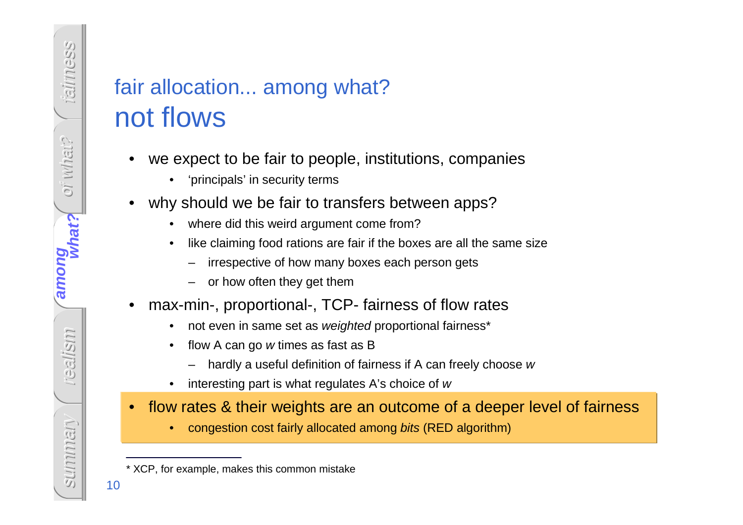# fair allocation... among what?
# not flows

- we expect to be fair to people, institutions, companies
  - 'principals' in security terms
- why should we be fair to transfers between apps?
  - where did this weird argument come from?
  - like claiming food rations are fair if the boxes are all the same size
    - irrespective of how many boxes each person gets
    - or how often they get them
- max-min-, proportional-, TCP- fairness of flow rates
  - not even in same set as *weighted* proportional fairness*
  - flow A can go $w$ times as fast as B
    - hardly a useful definition of fairness if A can freely choose $w$
  - interesting part is what regulates A's choice of $w$
- flow rates & their weights are an outcome of a deeper level of fairness
  - congestion cost fairly allocated among *bits* (RED algorithm)

---

* XCP, for example, makes this common mistake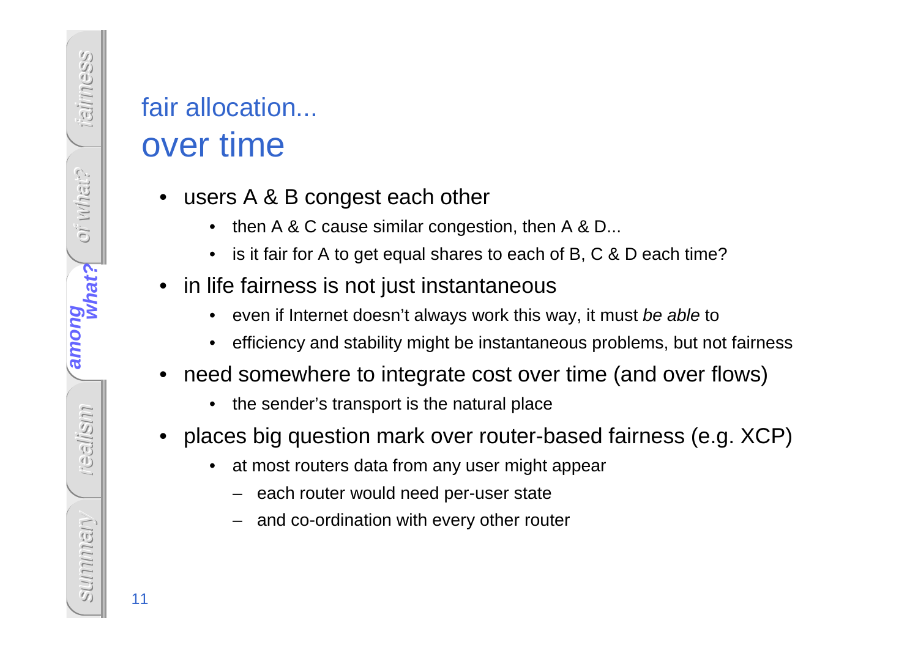## fair allocation...
# over time

- users A & B congest each other
  - then A & C cause similar congestion, then A & D...
  - is it fair for A to get equal shares to each of B, C & D each time?
- in life fairness is not just instantaneous
  - even if Internet doesn't always work this way, it must *be able* to
  - efficiency and stability might be instantaneous problems, but not fairness
- need somewhere to integrate cost over time (and over flows)
  - the sender's transport is the natural place
- places big question mark over router-based fairness (e.g. XCP)
  - at most routers data from any user might appear
    - each router would need per-user state
    - and co-ordination with every other router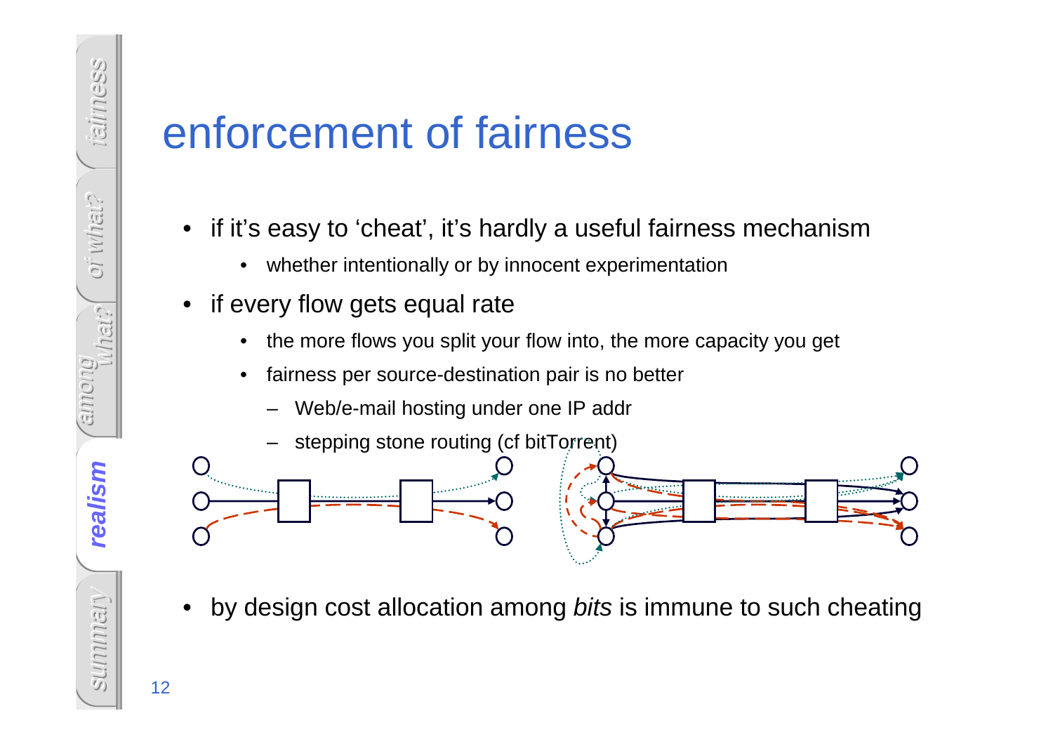# enforcement of fairness

- if it's easy to 'cheat', it's hardly a useful fairness mechanism
  - whether intentionally or by innocent experimentation
- if every flow gets equal rate
  - the more flows you split your flow into, the more capacity you get
  - fairness per source-destination pair is no better
    - Web/e-mail hosting under one IP addr
    - stepping stone routing (cf bitTorrent)
- by design cost allocation among *bits* is immune to such cheating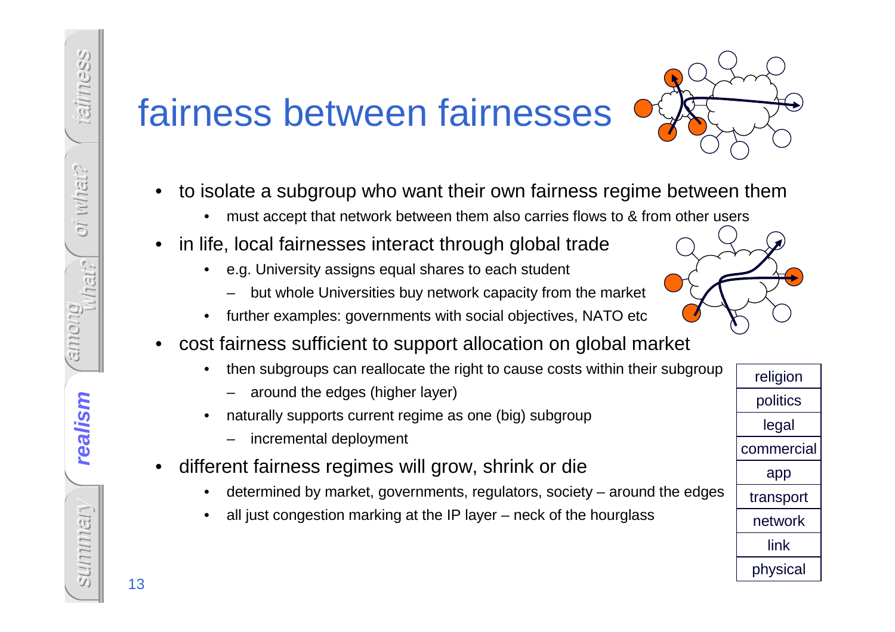# fairness between fairnesses

- to isolate a subgroup who want their own fairness regime between them
  - must accept that network between them also carries flows to & from other users
- in life, local fairnesses interact through global trade
  - e.g. University assigns equal shares to each student
    - but whole Universities buy network capacity from the market
  - further examples: governments with social objectives, NATO etc
- cost fairness sufficient to support allocation on global market
  - then subgroups can reallocate the right to cause costs within their subgroup
    - around the edges (higher layer)
  - naturally supports current regime as one (big) subgroup
    - incremental deployment
- different fairness regimes will grow, shrink or die
  - determined by market, governments, regulators, society – around the edges
  - all just congestion marking at the IP layer – neck of the hourglass

| religion |
|---|
| politics |
| legal |
| commercial |
| app |
| transport |
| network |
| link |
| physical |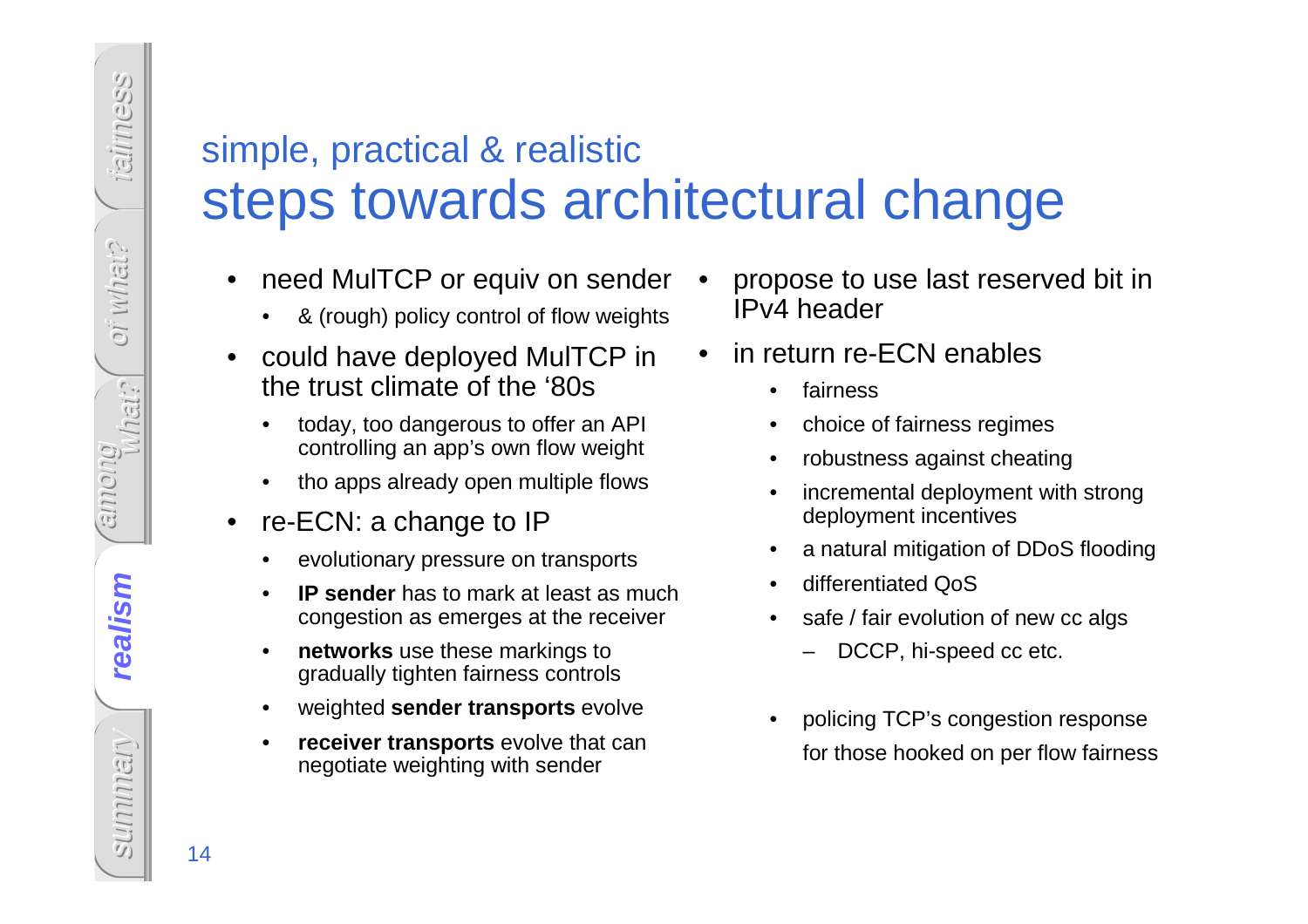## simple, practical & realistic

# steps towards architectural change

- need MulTCP or equiv on sender
  - & (rough) policy control of flow weights
- could have deployed MulTCP in the trust climate of the '80s
  - today, too dangerous to offer an API controlling an app's own flow weight
  - tho apps already open multiple flows
- re-ECN: a change to IP
  - evolutionary pressure on transports
  - **IP sender** has to mark at least as much congestion as emerges at the receiver
  - **networks** use these markings to gradually tighten fairness controls
  - weighted **sender transports** evolve
  - **receiver transports** evolve that can negotiate weighting with sender

- propose to use last reserved bit in IPv4 header
- in return re-ECN enables
  - fairness
  - choice of fairness regimes
  - robustness against cheating
  - incremental deployment with strong deployment incentives
  - a natural mitigation of DDoS flooding
  - differentiated QoS
  - safe / fair evolution of new cc algs
    - DCCP, hi-speed cc etc.
  - policing TCP's congestion response for those hooked on per flow fairness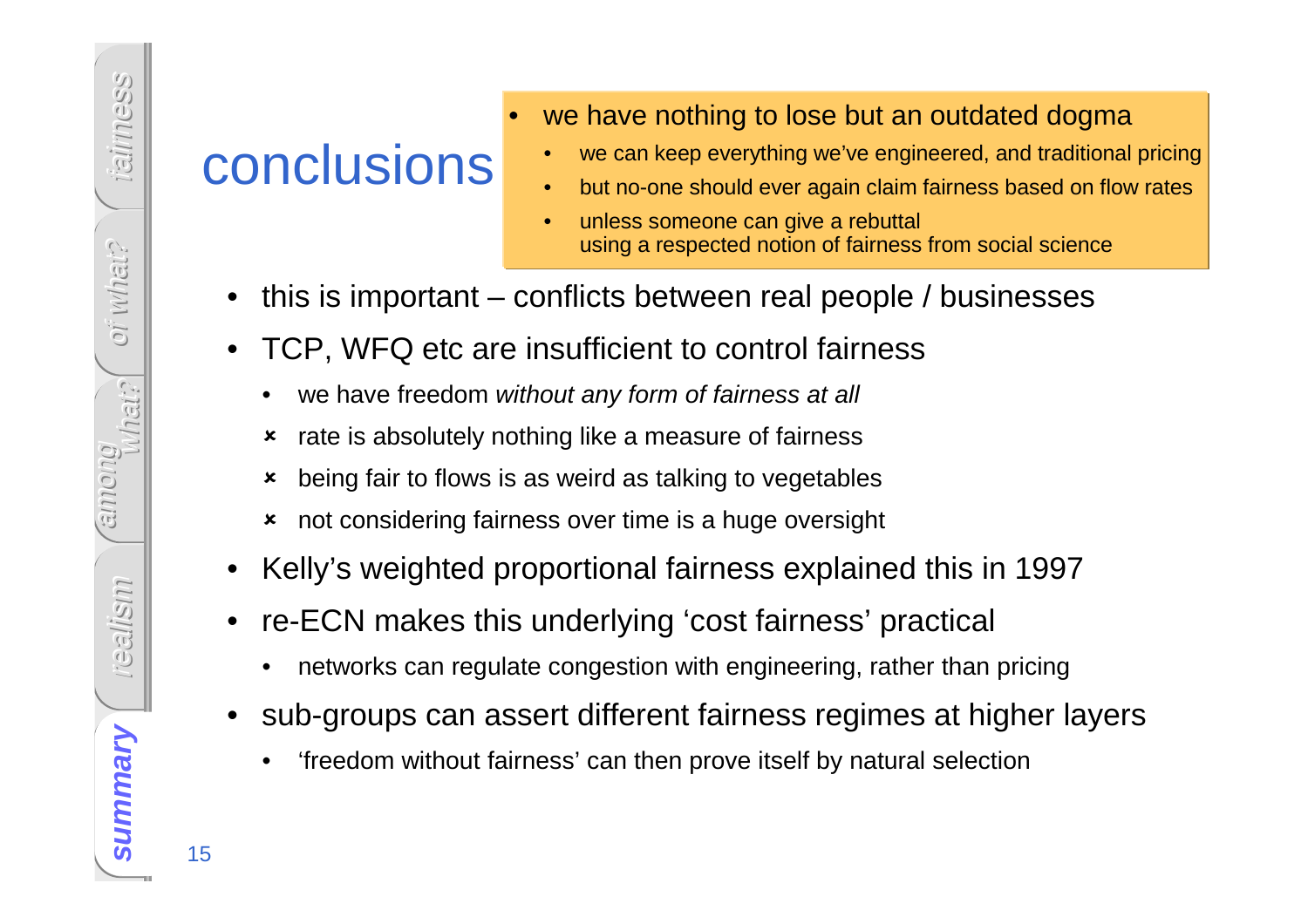# conclusions

- we have nothing to lose but an outdated dogma
  - we can keep everything we've engineered, and traditional pricing
  - but no-one should ever again claim fairness based on flow rates
  - unless someone can give a rebuttal using a respected notion of fairness from social science

- this is important – conflicts between real people / businesses
- TCP, WFQ etc are insufficient to control fairness
  - we have freedom *without any form of fairness at all*
  - ✗ rate is absolutely nothing like a measure of fairness
  - ✗ being fair to flows is as weird as talking to vegetables
  - ✗ not considering fairness over time is a huge oversight
- Kelly's weighted proportional fairness explained this in 1997
- re-ECN makes this underlying 'cost fairness' practical
  - networks can regulate congestion with engineering, rather than pricing
- sub-groups can assert different fairness regimes at higher layers
  - 'freedom without fairness' can then prove itself by natural selection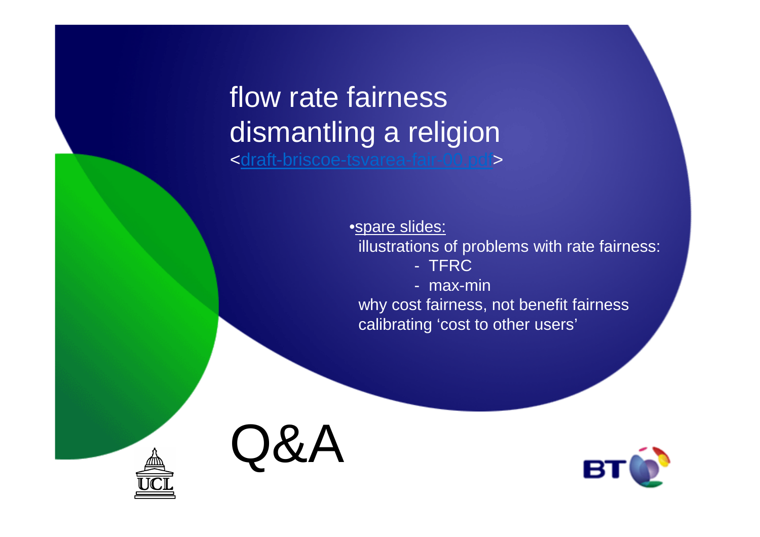# flow rate fairness
# dismantling a religion

<draft-briscoe-tsvarea-fair-00.pdf>

- spare slides:
  - illustrations of problems with rate fairness:
    - TFRC
    - max-min
  - why cost fairness, not benefit fairness
  - calibrating 'cost to other users'

## Q&A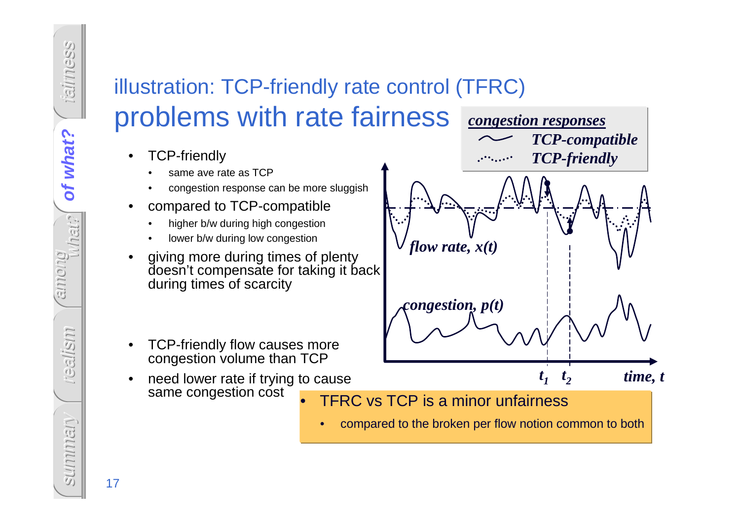## illustration: TCP-friendly rate control (TFRC)

# problems with rate fairness

- TCP-friendly
  - same ave rate as TCP
  - congestion response can be more sluggish
- compared to TCP-compatible
  - higher b/w during high congestion
  - lower b/w during low congestion
- giving more during times of plenty doesn't compensate for taking it back during times of scarcity

**congestion responses**

- *TCP-compatible*
- *TCP-friendly*

*flow rate, $x(t)$*

*congestion, $p(t)$*

$t_1$ $t_2$ *time, t*

- TCP-friendly flow causes more congestion volume than TCP
- need lower rate if trying to cause same congestion cost

- TFRC vs TCP is a minor unfairness
  - compared to the broken per flow notion common to both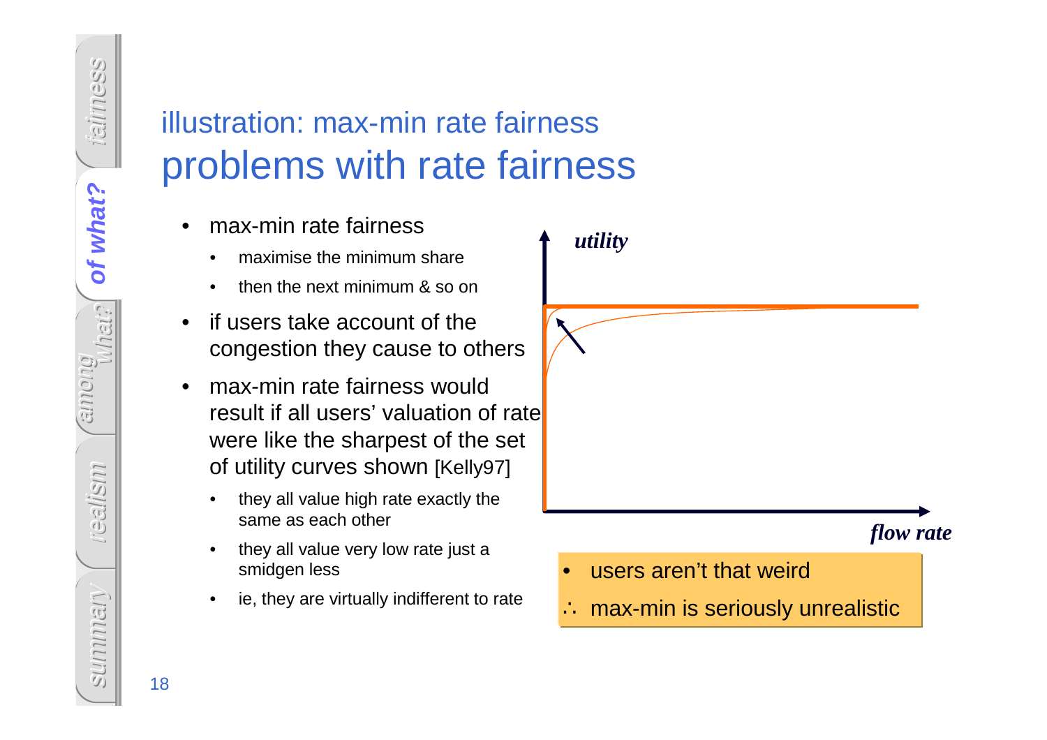## illustration: max-min rate fairness

# problems with rate fairness

- max-min rate fairness
  - maximise the minimum share
  - then the next minimum & so on
- if users take account of the congestion they cause to others
- max-min rate fairness would result if all users' valuation of rate were like the sharpest of the set of utility curves shown [Kelly97]
  - they all value high rate exactly the same as each other
  - they all value very low rate just a smidgen less
  - ie, they are virtually indifferent to rate

*utility*

*flow rate*

- users aren't that weird

∴ max-min is seriously unrealistic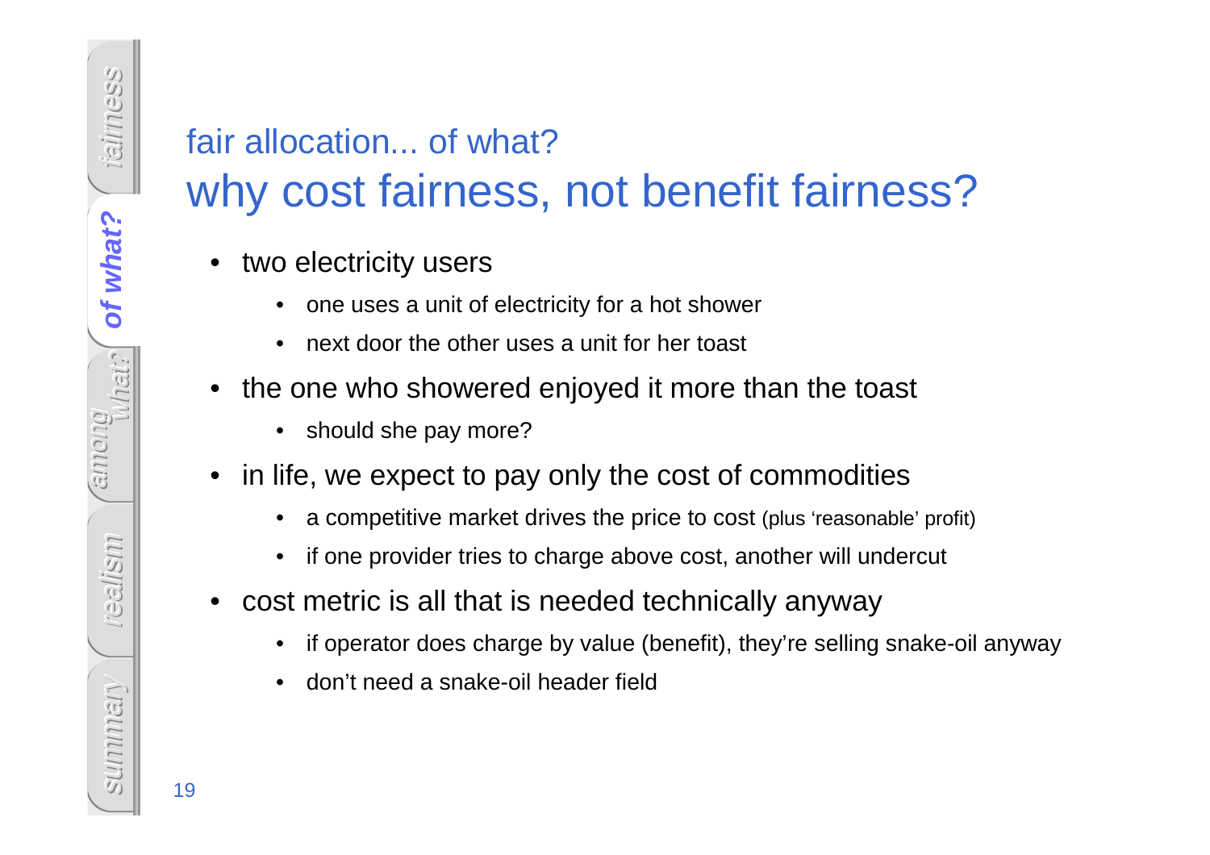## fair allocation... of what?

# why cost fairness, not benefit fairness?

- two electricity users
  - one uses a unit of electricity for a hot shower
  - next door the other uses a unit for her toast
- the one who showered enjoyed it more than the toast
  - should she pay more?
- in life, we expect to pay only the cost of commodities
  - a competitive market drives the price to cost (plus 'reasonable' profit)
  - if one provider tries to charge above cost, another will undercut
- cost metric is all that is needed technically anyway
  - if operator does charge by value (benefit), they're selling snake-oil anyway
  - don't need a snake-oil header field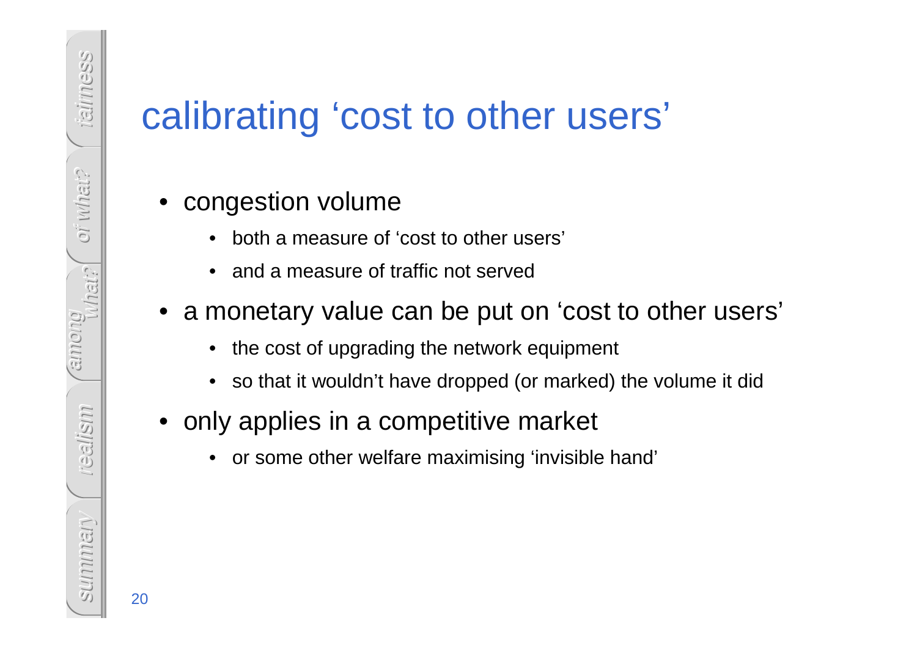# calibrating 'cost to other users'

- congestion volume
  - both a measure of 'cost to other users'
  - and a measure of traffic not served
- a monetary value can be put on 'cost to other users'
  - the cost of upgrading the network equipment
  - so that it wouldn't have dropped (or marked) the volume it did
- only applies in a competitive market
  - or some other welfare maximising 'invisible hand'